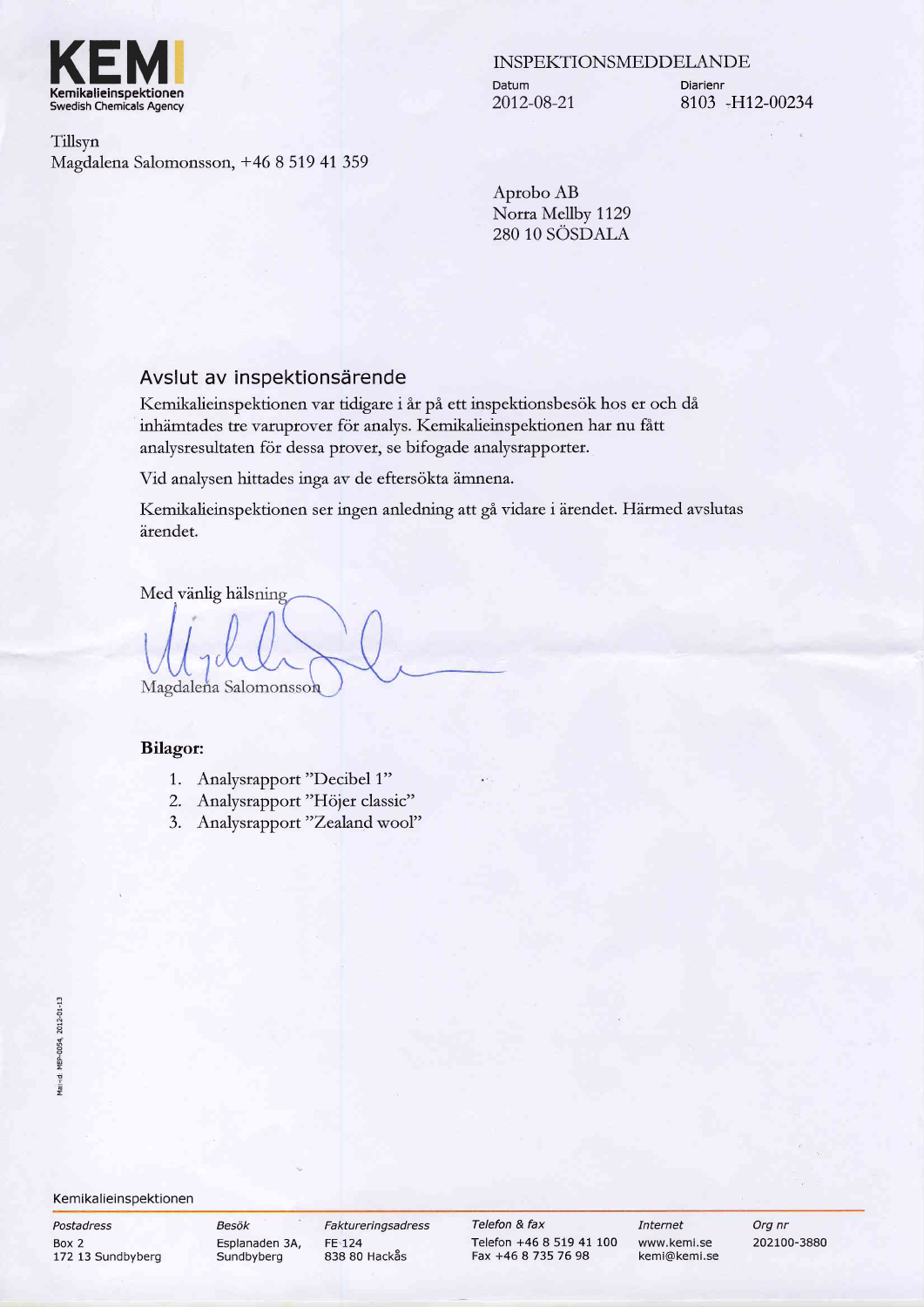**KEMI**
Kemikalieinspektionen
Swedish Chemicals Agency

INSPEKTIONSMEDDELANDE

| Datum | Diarienr |
|---|---|
| 2012-08-21 | 8103 -H12-00234 |

Tillsyn
Magdalena Salomonsson, +46 8 519 41 359

Aprobo AB
Norra Mellby 1129
280 10 SÖSDALA

## Avslut av inspektionsärende

Kemikalieinspektionen var tidigare i år på ett inspektionsbesök hos er och då inhämtades tre varuprover för analys. Kemikalieinspektionen har nu fått analysresultaten för dessa prover, se bifogade analysrapporter.

Vid analysen hittades inga av de eftersökta ämnena.

Kemikalieinspektionen ser ingen anledning att gå vidare i ärendet. Härmed avslutas ärendet.

Med vänlig hälsning

Magdalena Salomonsson

**Bilagor:**

1. Analysrapport "Decibel 1"
2. Analysrapport "Höjer classic"
3. Analysrapport "Zealand wool"

Mall-id: MEP-0054, 2012-01-13

Kemikalieinspektionen

| Postadress | Besök | Faktureringsadress | Telefon & fax | Internet | Org nr |
|---|---|---|---|---|---|
| Box 2<br>172 13 Sundbyberg | Esplanaden 3A,<br>Sundbyberg | FE 124<br>838 80 Hackås | Telefon +46 8 519 41 100<br>Fax +46 8 735 76 98 | www.kemi.se<br>kemi@kemi.se | 202100-3880 |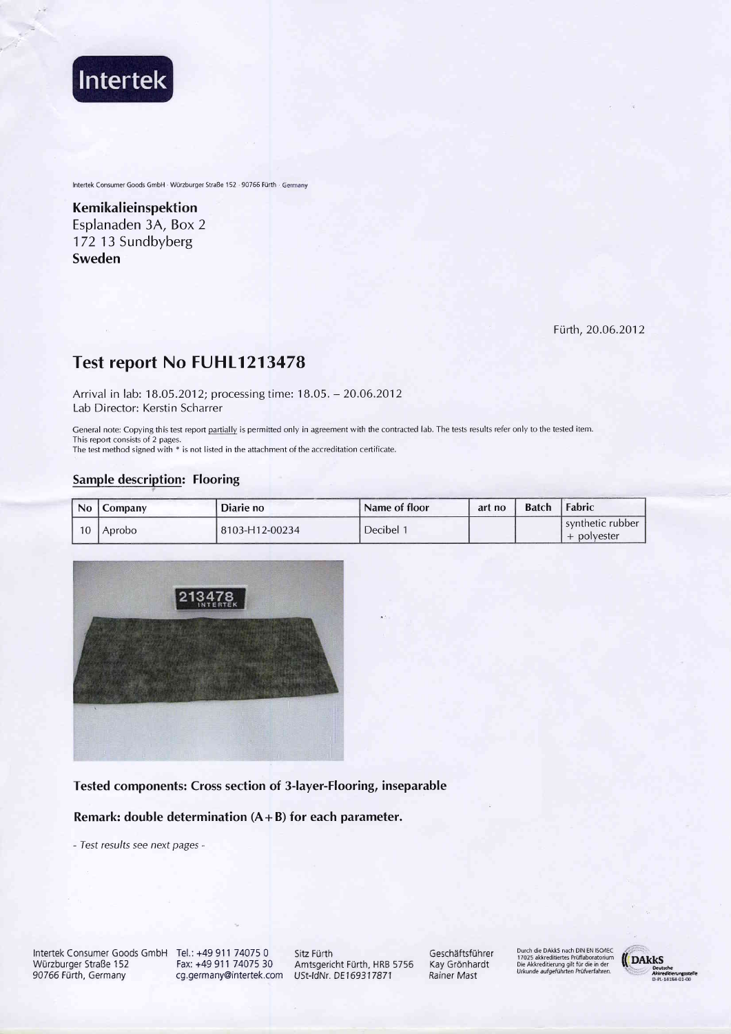Intertek

Intertek Consumer Goods GmbH · Würzburger Straße 152 · 90766 Fürth · Germany

**Kemikalieinspektion**
Esplanaden 3A, Box 2
172 13 Sundbyberg
**Sweden**

Fürth, 20.06.2012

## Test report No FUHL1213478

Arrival in lab: 18.05.2012; processing time: 18.05. – 20.06.2012
Lab Director: Kerstin Scharrer

General note: Copying this test report partially is permitted only in agreement with the contracted lab. The tests results refer only to the tested item.
This report consists of 2 pages.
The test method signed with * is not listed in the attachment of the accreditation certificate.

### Sample description: Flooring

| No | Company | Diarie no | Name of floor | art no | Batch | Fabric |
|---|---|---|---|---|---|---|
| 10 | Aprobo | 8103-H12-00234 | Decibel 1 | | | synthetic rubber + polyester |

**Tested components: Cross section of 3-layer-Flooring, inseparable**

**Remark: double determination (A+B) for each parameter.**

*- Test results see next pages -*

Intertek Consumer Goods GmbH
Würzburger Straße 152
90766 Fürth, Germany

Tel.: +49 911 74075 0
Fax: +49 911 74075 30
cg.germany@intertek.com

Sitz Fürth
Amtsgericht Fürth, HRB 5756
USt-IdNr. DE169317871

Geschäftsführer
Kay Grönhardt
Rainer Mast

Durch die DAkkS nach DIN EN ISO/IEC 17025 akkreditiertes Prüflaboratorium
Die Akkreditierung gilt für die in der Urkunde aufgeführten Prüfverfahren.

DAkkS Deutsche Akkreditierungsstelle D-PL-14184-01-00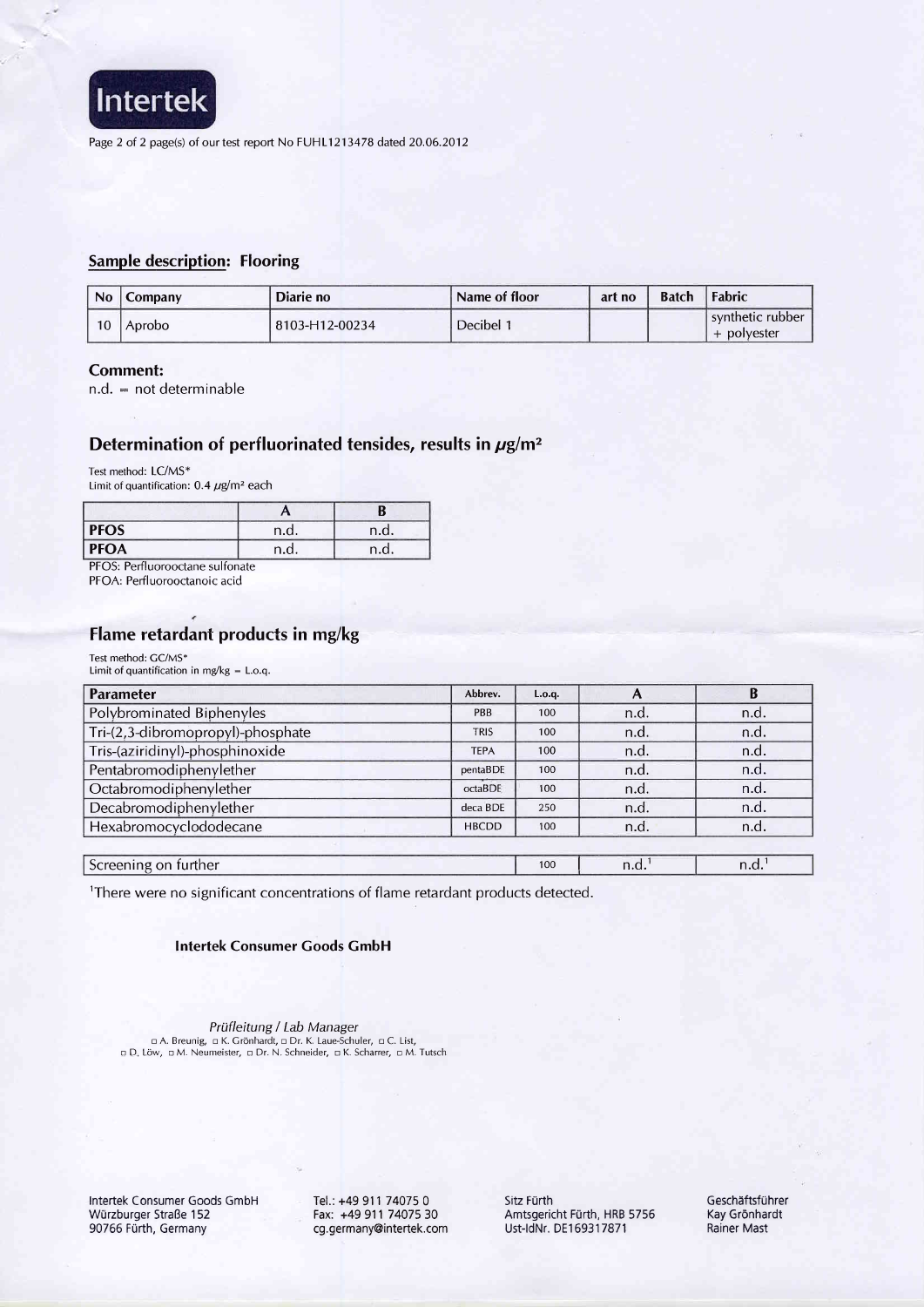Intertek

Page 2 of 2 page(s) of our test report No FUHL1213478 dated 20.06.2012

## Sample description: Flooring

| No | Company | Diarie no | Name of floor | art no | Batch | Fabric |
|---|---|---|---|---|---|---|
| 10 | Aprobo | 8103-H12-00234 | Decibel 1 | | | synthetic rubber + polyester |

**Comment:**
n.d. = not determinable

## Determination of perfluorinated tensides, results in µg/m²

Test method: LC/MS*
Limit of quantification: 0.4 µg/m² each

| | A | B |
|---|---|---|
| **PFOS** | n.d. | n.d. |
| **PFOA** | n.d. | n.d. |

PFOS: Perfluorooctane sulfonate
PFOA: Perfluorooctanoic acid

## Flame retardant products in mg/kg

Test method: GC/MS*
Limit of quantification in mg/kg = L.o.q.

| Parameter | Abbrev. | L.o.q. | A | B |
|---|---|---|---|---|
| Polybrominated Biphenyles | PBB | 100 | n.d. | n.d. |
| Tri-(2,3-dibromopropyl)-phosphate | TRIS | 100 | n.d. | n.d. |
| Tris-(aziridinyl)-phosphinoxide | TEPA | 100 | n.d. | n.d. |
| Pentabromodiphenylether | pentaBDE | 100 | n.d. | n.d. |
| Octabromodiphenylether | octaBDE | 100 | n.d. | n.d. |
| Decabromodiphenylether | deca BDE | 250 | n.d. | n.d. |
| Hexabromocyclododecane | HBCDD | 100 | n.d. | n.d. |
| Screening on further | | 100 | n.d.[1] | n.d.[1] |

[1]There were no significant concentrations of flame retardant products detected.

**Intertek Consumer Goods GmbH**

*Prüfleitung / Lab Manager*
□ A. Breunig, □ K. Grönhardt, □ Dr. K. Laue-Schuler, □ C. List,
□ D. Löw, □ M. Neumeister, □ Dr. N. Schneider, □ K. Scharrer, □ M. Tutsch

Intertek Consumer Goods GmbH
Würzburger Straße 152
90766 Fürth, Germany

Tel.: +49 911 74075 0
Fax: +49 911 74075 30
cg.germany@intertek.com

Sitz Fürth
Amtsgericht Fürth, HRB 5756
Ust-IdNr. DE169317871

Geschäftsführer
Kay Grönhardt
Rainer Mast